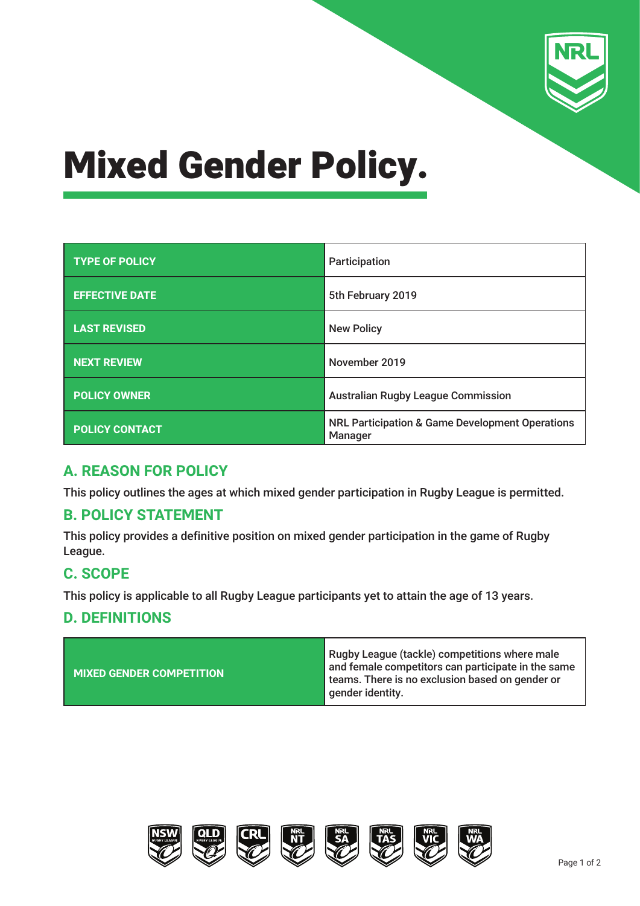# Mixed Gender Policy.

| TYPE OF POLICY | Participation |
|---|---|
| EFFECTIVE DATE | 5th February 2019 |
| LAST REVISED | New Policy |
| NEXT REVIEW | November 2019 |
| POLICY OWNER | Australian Rugby League Commission |
| POLICY CONTACT | NRL Participation & Game Development Operations Manager |

## A. REASON FOR POLICY

This policy outlines the ages at which mixed gender participation in Rugby League is permitted.

## B. POLICY STATEMENT

This policy provides a definitive position on mixed gender participation in the game of Rugby League.

## C. SCOPE

This policy is applicable to all Rugby League participants yet to attain the age of 13 years.

## D. DEFINITIONS

| MIXED GENDER COMPETITION | Rugby League (tackle) competitions where male and female competitors can participate in the same teams. There is no exclusion based on gender or gender identity. |
|---|---|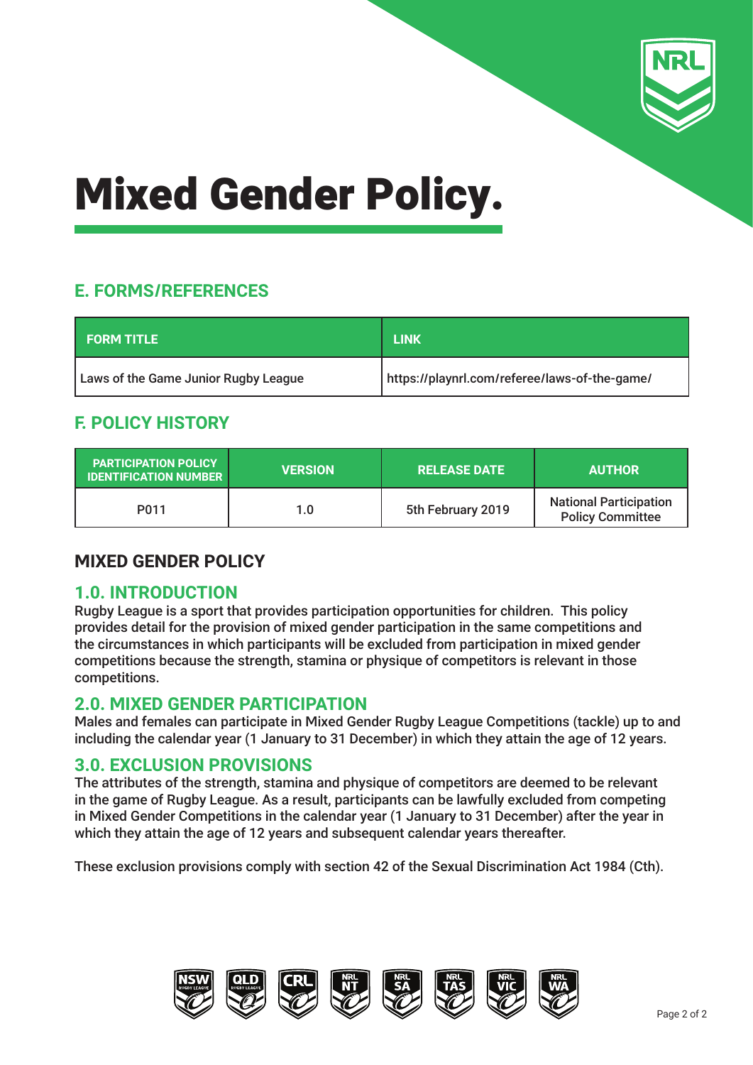# Mixed Gender Policy.

## E. FORMS/REFERENCES

| FORM TITLE | LINK |
| --- | --- |
| Laws of the Game Junior Rugby League | https://playnrl.com/referee/laws-of-the-game/ |

## F. POLICY HISTORY

| PARTICIPATION POLICY IDENTIFICATION NUMBER | VERSION | RELEASE DATE | AUTHOR |
| --- | --- | --- | --- |
| P011 | 1.0 | 5th February 2019 | National Participation Policy Committee |

## MIXED GENDER POLICY

### 1.0. INTRODUCTION

Rugby League is a sport that provides participation opportunities for children. This policy provides detail for the provision of mixed gender participation in the same competitions and the circumstances in which participants will be excluded from participation in mixed gender competitions because the strength, stamina or physique of competitors is relevant in those competitions.

### 2.0. MIXED GENDER PARTICIPATION

Males and females can participate in Mixed Gender Rugby League Competitions (tackle) up to and including the calendar year (1 January to 31 December) in which they attain the age of 12 years.

### 3.0. EXCLUSION PROVISIONS

The attributes of the strength, stamina and physique of competitors are deemed to be relevant in the game of Rugby League. As a result, participants can be lawfully excluded from competing in Mixed Gender Competitions in the calendar year (1 January to 31 December) after the year in which they attain the age of 12 years and subsequent calendar years thereafter.

These exclusion provisions comply with section 42 of the Sexual Discrimination Act 1984 (Cth).